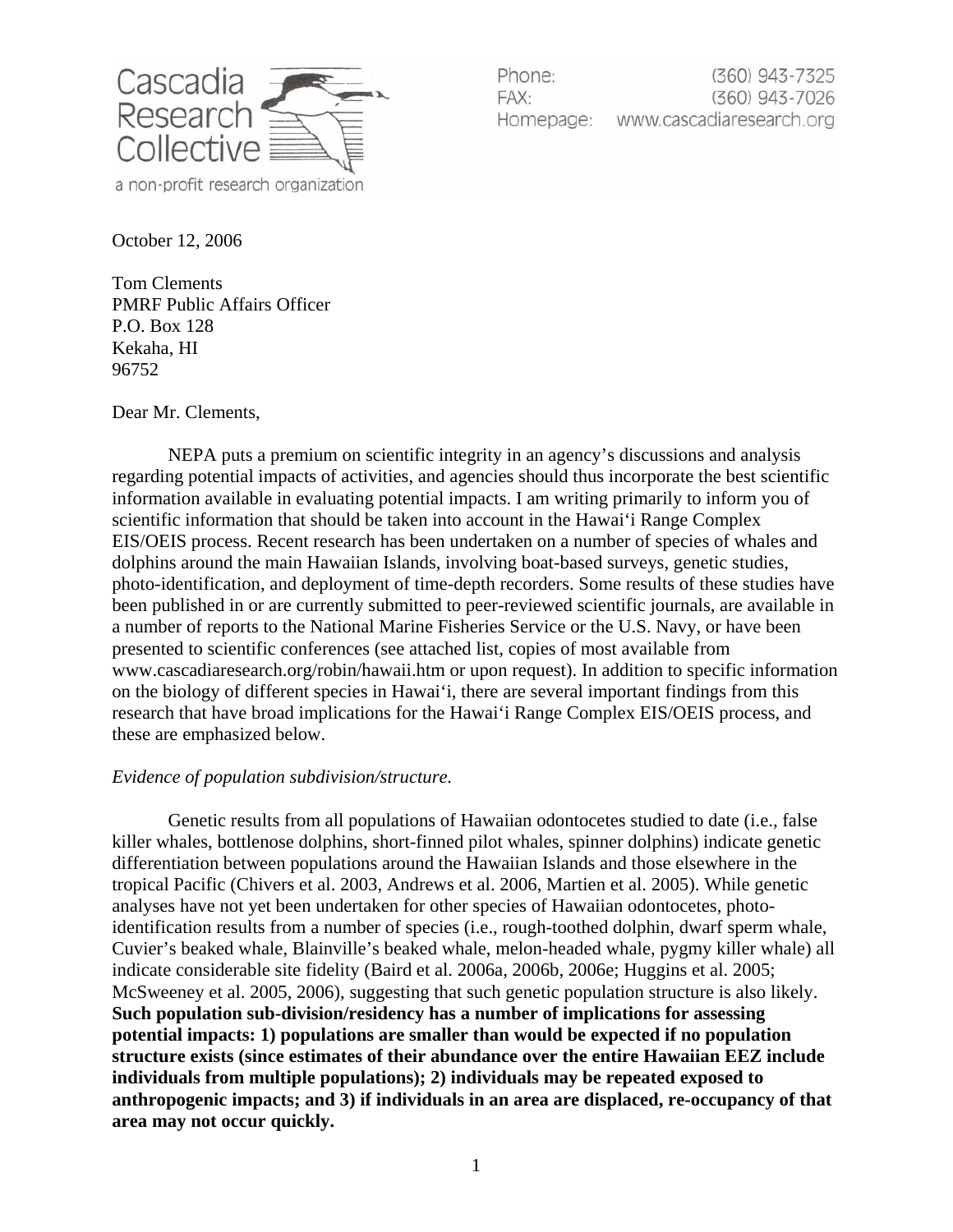Cascadia Research Collective

a non-profit research organization

Phone: (360) 943-7325
FAX: (360) 943-7026
Homepage: www.cascadiaresearch.org

October 12, 2006

Tom Clements
PMRF Public Affairs Officer
P.O. Box 128
Kekaha, HI
96752

Dear Mr. Clements,

NEPA puts a premium on scientific integrity in an agency's discussions and analysis regarding potential impacts of activities, and agencies should thus incorporate the best scientific information available in evaluating potential impacts. I am writing primarily to inform you of scientific information that should be taken into account in the Hawai'i Range Complex EIS/OEIS process. Recent research has been undertaken on a number of species of whales and dolphins around the main Hawaiian Islands, involving boat-based surveys, genetic studies, photo-identification, and deployment of time-depth recorders. Some results of these studies have been published in or are currently submitted to peer-reviewed scientific journals, are available in a number of reports to the National Marine Fisheries Service or the U.S. Navy, or have been presented to scientific conferences (see attached list, copies of most available from www.cascadiaresearch.org/robin/hawaii.htm or upon request). In addition to specific information on the biology of different species in Hawai'i, there are several important findings from this research that have broad implications for the Hawai'i Range Complex EIS/OEIS process, and these are emphasized below.

*Evidence of population subdivision/structure.*

Genetic results from all populations of Hawaiian odontocetes studied to date (i.e., false killer whales, bottlenose dolphins, short-finned pilot whales, spinner dolphins) indicate genetic differentiation between populations around the Hawaiian Islands and those elsewhere in the tropical Pacific (Chivers et al. 2003, Andrews et al. 2006, Martien et al. 2005). While genetic analyses have not yet been undertaken for other species of Hawaiian odontocetes, photo-identification results from a number of species (i.e., rough-toothed dolphin, dwarf sperm whale, Cuvier's beaked whale, Blainville's beaked whale, melon-headed whale, pygmy killer whale) all indicate considerable site fidelity (Baird et al. 2006a, 2006b, 2006e; Huggins et al. 2005; McSweeney et al. 2005, 2006), suggesting that such genetic population structure is also likely. **Such population sub-division/residency has a number of implications for assessing potential impacts: 1) populations are smaller than would be expected if no population structure exists (since estimates of their abundance over the entire Hawaiian EEZ include individuals from multiple populations); 2) individuals may be repeated exposed to anthropogenic impacts; and 3) if individuals in an area are displaced, re-occupancy of that area may not occur quickly.**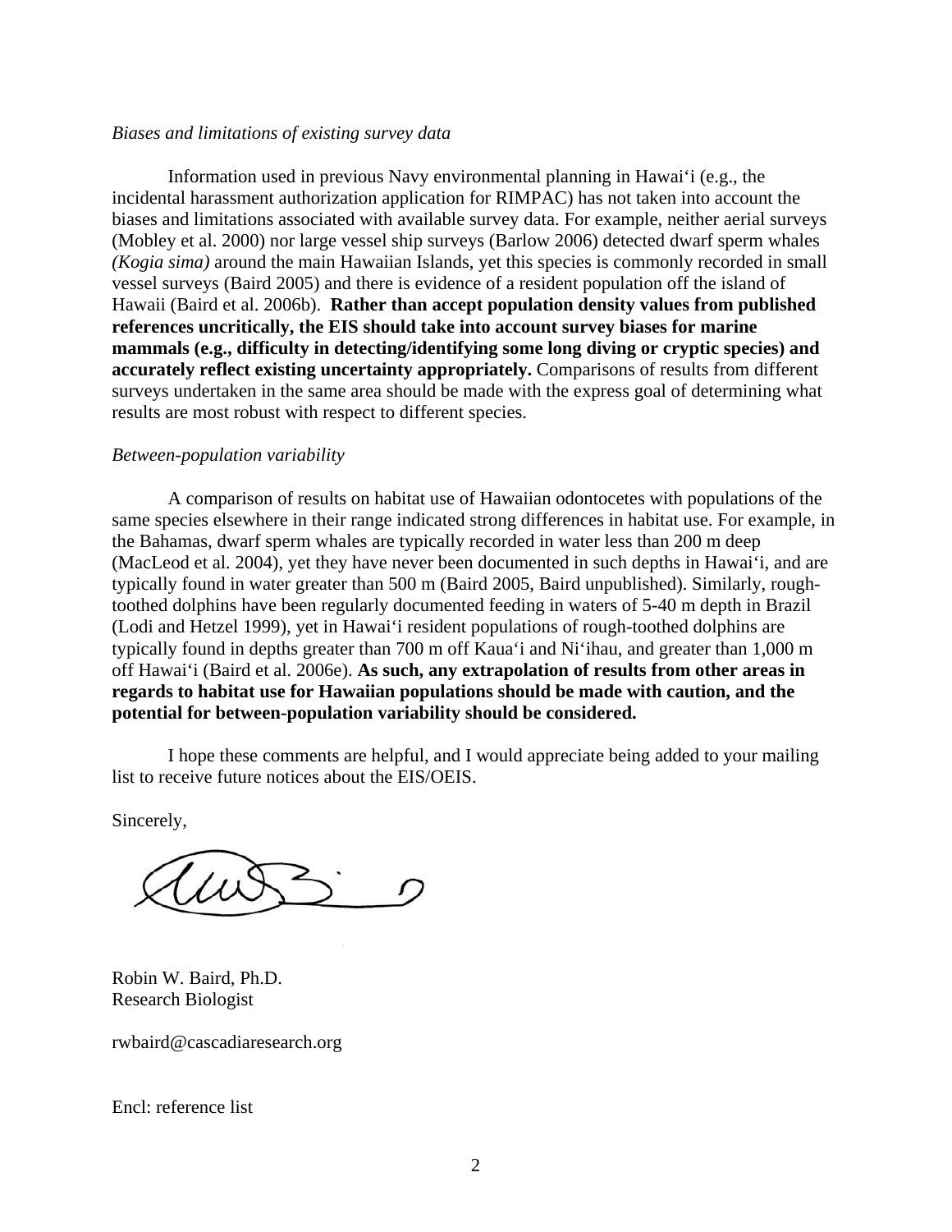*Biases and limitations of existing survey data*

Information used in previous Navy environmental planning in Hawai‘i (e.g., the incidental harassment authorization application for RIMPAC) has not taken into account the biases and limitations associated with available survey data. For example, neither aerial surveys (Mobley et al. 2000) nor large vessel ship surveys (Barlow 2006) detected dwarf sperm whales *(Kogia sima)* around the main Hawaiian Islands, yet this species is commonly recorded in small vessel surveys (Baird 2005) and there is evidence of a resident population off the island of Hawaii (Baird et al. 2006b). **Rather than accept population density values from published references uncritically, the EIS should take into account survey biases for marine mammals (e.g., difficulty in detecting/identifying some long diving or cryptic species) and accurately reflect existing uncertainty appropriately.** Comparisons of results from different surveys undertaken in the same area should be made with the express goal of determining what results are most robust with respect to different species.

*Between-population variability*

A comparison of results on habitat use of Hawaiian odontocetes with populations of the same species elsewhere in their range indicated strong differences in habitat use. For example, in the Bahamas, dwarf sperm whales are typically recorded in water less than 200 m deep (MacLeod et al. 2004), yet they have never been documented in such depths in Hawai‘i, and are typically found in water greater than 500 m (Baird 2005, Baird unpublished). Similarly, rough-toothed dolphins have been regularly documented feeding in waters of 5-40 m depth in Brazil (Lodi and Hetzel 1999), yet in Hawai‘i resident populations of rough-toothed dolphins are typically found in depths greater than 700 m off Kaua‘i and Ni‘ihau, and greater than 1,000 m off Hawai‘i (Baird et al. 2006e). **As such, any extrapolation of results from other areas in regards to habitat use for Hawaiian populations should be made with caution, and the potential for between-population variability should be considered.**

I hope these comments are helpful, and I would appreciate being added to your mailing list to receive future notices about the EIS/OEIS.

Sincerely,

Robin W. Baird, Ph.D.
Research Biologist

rwbaird@cascadiaresearch.org

Encl: reference list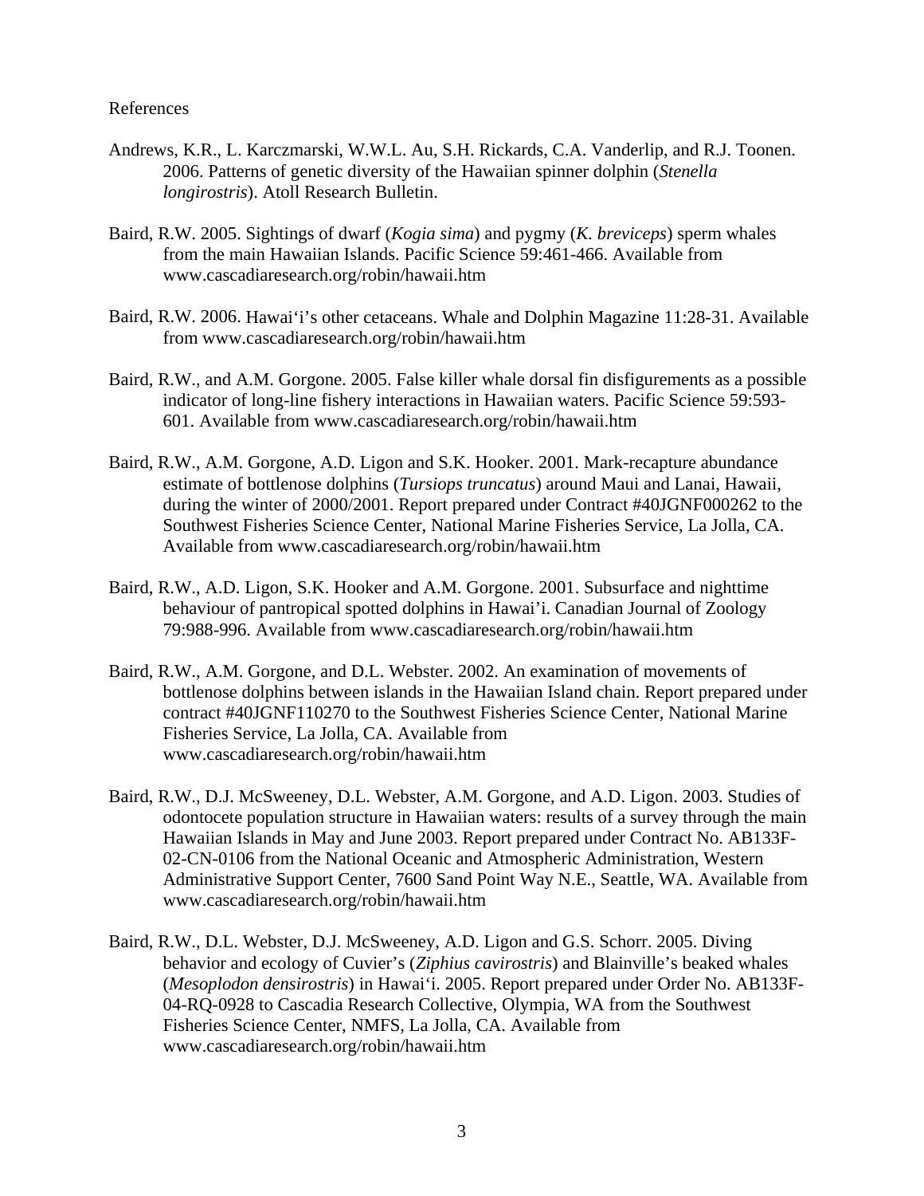References

Andrews, K.R., L. Karczmarski, W.W.L. Au, S.H. Rickards, C.A. Vanderlip, and R.J. Toonen. 2006. Patterns of genetic diversity of the Hawaiian spinner dolphin (*Stenella longirostris*). Atoll Research Bulletin.

Baird, R.W. 2005. Sightings of dwarf (*Kogia sima*) and pygmy (*K. breviceps*) sperm whales from the main Hawaiian Islands. Pacific Science 59:461-466. Available from www.cascadiaresearch.org/robin/hawaii.htm

Baird, R.W. 2006. Hawai'i's other cetaceans. Whale and Dolphin Magazine 11:28-31. Available from www.cascadiaresearch.org/robin/hawaii.htm

Baird, R.W., and A.M. Gorgone. 2005. False killer whale dorsal fin disfigurements as a possible indicator of long-line fishery interactions in Hawaiian waters. Pacific Science 59:593-601. Available from www.cascadiaresearch.org/robin/hawaii.htm

Baird, R.W., A.M. Gorgone, A.D. Ligon and S.K. Hooker. 2001. Mark-recapture abundance estimate of bottlenose dolphins (*Tursiops truncatus*) around Maui and Lanai, Hawaii, during the winter of 2000/2001. Report prepared under Contract #40JGNF000262 to the Southwest Fisheries Science Center, National Marine Fisheries Service, La Jolla, CA. Available from www.cascadiaresearch.org/robin/hawaii.htm

Baird, R.W., A.D. Ligon, S.K. Hooker and A.M. Gorgone. 2001. Subsurface and nighttime behaviour of pantropical spotted dolphins in Hawai'i. Canadian Journal of Zoology 79:988-996. Available from www.cascadiaresearch.org/robin/hawaii.htm

Baird, R.W., A.M. Gorgone, and D.L. Webster. 2002. An examination of movements of bottlenose dolphins between islands in the Hawaiian Island chain. Report prepared under contract #40JGNF110270 to the Southwest Fisheries Science Center, National Marine Fisheries Service, La Jolla, CA. Available from www.cascadiaresearch.org/robin/hawaii.htm

Baird, R.W., D.J. McSweeney, D.L. Webster, A.M. Gorgone, and A.D. Ligon. 2003. Studies of odontocete population structure in Hawaiian waters: results of a survey through the main Hawaiian Islands in May and June 2003. Report prepared under Contract No. AB133F-02-CN-0106 from the National Oceanic and Atmospheric Administration, Western Administrative Support Center, 7600 Sand Point Way N.E., Seattle, WA. Available from www.cascadiaresearch.org/robin/hawaii.htm

Baird, R.W., D.L. Webster, D.J. McSweeney, A.D. Ligon and G.S. Schorr. 2005. Diving behavior and ecology of Cuvier's (*Ziphius cavirostris*) and Blainville's beaked whales (*Mesoplodon densirostris*) in Hawai'i. 2005. Report prepared under Order No. AB133F-04-RQ-0928 to Cascadia Research Collective, Olympia, WA from the Southwest Fisheries Science Center, NMFS, La Jolla, CA. Available from www.cascadiaresearch.org/robin/hawaii.htm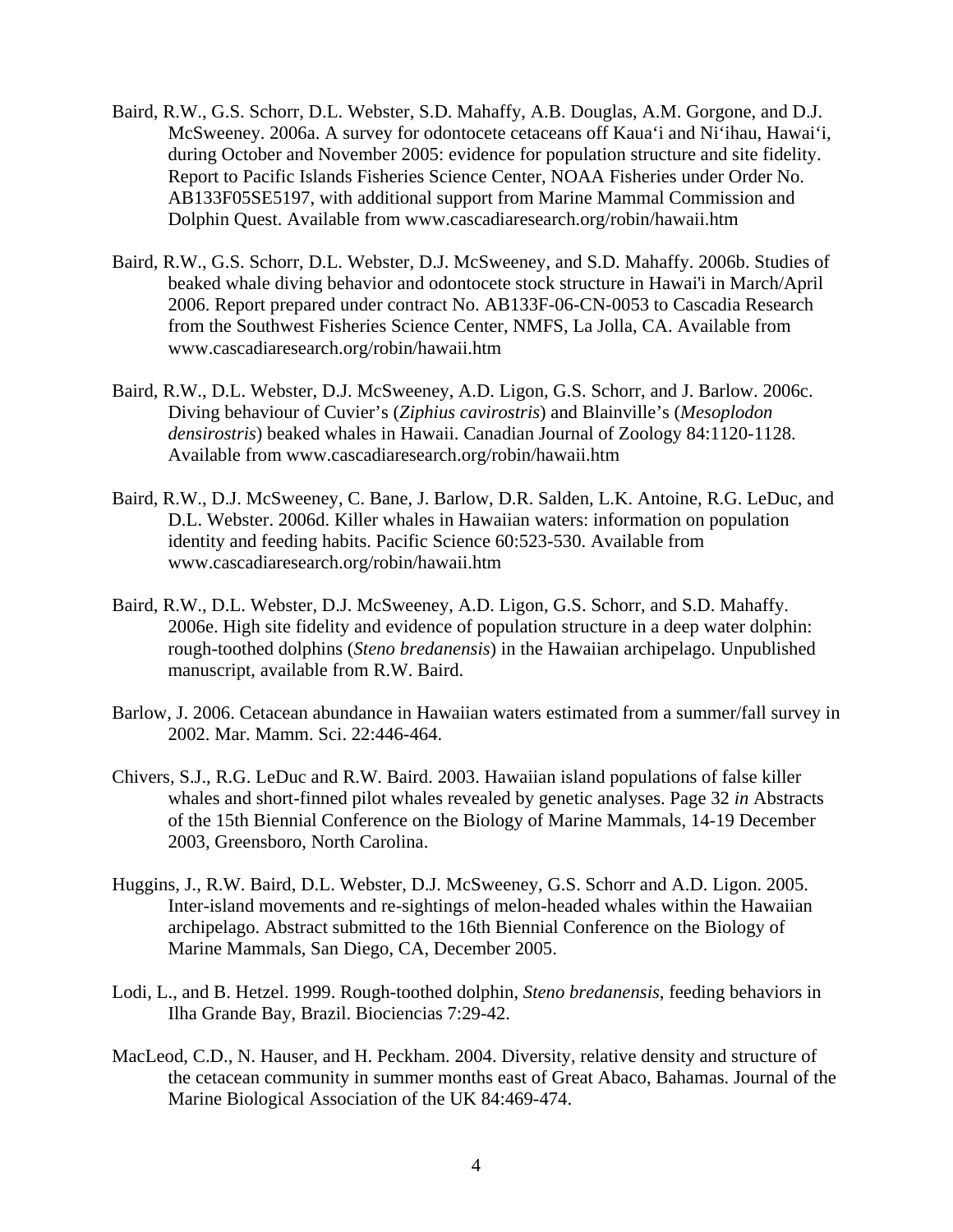Baird, R.W., G.S. Schorr, D.L. Webster, S.D. Mahaffy, A.B. Douglas, A.M. Gorgone, and D.J. McSweeney. 2006a. A survey for odontocete cetaceans off Kaua‘i and Ni‘ihau, Hawai‘i, during October and November 2005: evidence for population structure and site fidelity. Report to Pacific Islands Fisheries Science Center, NOAA Fisheries under Order No. AB133F05SE5197, with additional support from Marine Mammal Commission and Dolphin Quest. Available from www.cascadiaresearch.org/robin/hawaii.htm

Baird, R.W., G.S. Schorr, D.L. Webster, D.J. McSweeney, and S.D. Mahaffy. 2006b. Studies of beaked whale diving behavior and odontocete stock structure in Hawai'i in March/April 2006. Report prepared under contract No. AB133F-06-CN-0053 to Cascadia Research from the Southwest Fisheries Science Center, NMFS, La Jolla, CA. Available from www.cascadiaresearch.org/robin/hawaii.htm

Baird, R.W., D.L. Webster, D.J. McSweeney, A.D. Ligon, G.S. Schorr, and J. Barlow. 2006c. Diving behaviour of Cuvier’s (*Ziphius cavirostris*) and Blainville’s (*Mesoplodon densirostris*) beaked whales in Hawaii. Canadian Journal of Zoology 84:1120-1128. Available from www.cascadiaresearch.org/robin/hawaii.htm

Baird, R.W., D.J. McSweeney, C. Bane, J. Barlow, D.R. Salden, L.K. Antoine, R.G. LeDuc, and D.L. Webster. 2006d. Killer whales in Hawaiian waters: information on population identity and feeding habits. Pacific Science 60:523-530. Available from www.cascadiaresearch.org/robin/hawaii.htm

Baird, R.W., D.L. Webster, D.J. McSweeney, A.D. Ligon, G.S. Schorr, and S.D. Mahaffy. 2006e. High site fidelity and evidence of population structure in a deep water dolphin: rough-toothed dolphins (*Steno bredanensis*) in the Hawaiian archipelago. Unpublished manuscript, available from R.W. Baird.

Barlow, J. 2006. Cetacean abundance in Hawaiian waters estimated from a summer/fall survey in 2002. Mar. Mamm. Sci. 22:446-464.

Chivers, S.J., R.G. LeDuc and R.W. Baird. 2003. Hawaiian island populations of false killer whales and short-finned pilot whales revealed by genetic analyses. Page 32 *in* Abstracts of the 15th Biennial Conference on the Biology of Marine Mammals, 14-19 December 2003, Greensboro, North Carolina.

Huggins, J., R.W. Baird, D.L. Webster, D.J. McSweeney, G.S. Schorr and A.D. Ligon. 2005. Inter-island movements and re-sightings of melon-headed whales within the Hawaiian archipelago. Abstract submitted to the 16th Biennial Conference on the Biology of Marine Mammals, San Diego, CA, December 2005.

Lodi, L., and B. Hetzel. 1999. Rough-toothed dolphin, *Steno bredanensis*, feeding behaviors in Ilha Grande Bay, Brazil. Biociencias 7:29-42.

MacLeod, C.D., N. Hauser, and H. Peckham. 2004. Diversity, relative density and structure of the cetacean community in summer months east of Great Abaco, Bahamas. Journal of the Marine Biological Association of the UK 84:469-474.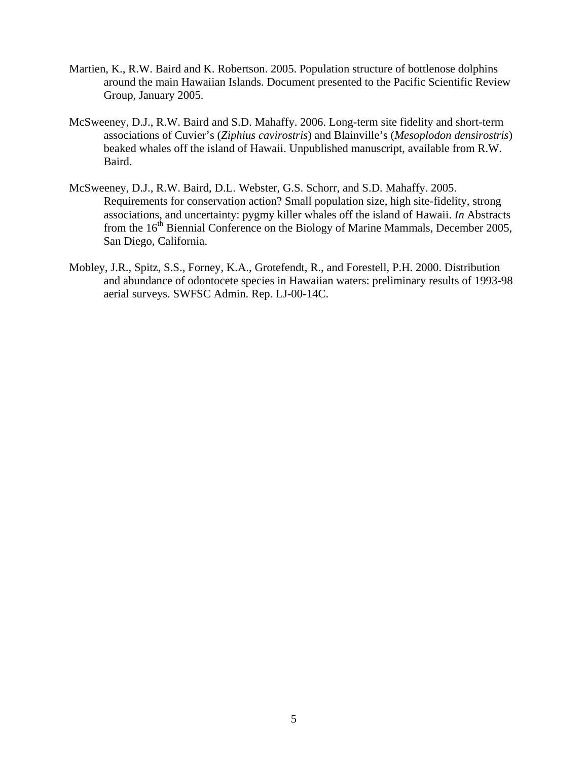Martien, K., R.W. Baird and K. Robertson. 2005. Population structure of bottlenose dolphins around the main Hawaiian Islands. Document presented to the Pacific Scientific Review Group, January 2005.

McSweeney, D.J., R.W. Baird and S.D. Mahaffy. 2006. Long-term site fidelity and short-term associations of Cuvier's (*Ziphius cavirostris*) and Blainville's (*Mesoplodon densirostris*) beaked whales off the island of Hawaii. Unpublished manuscript, available from R.W. Baird.

McSweeney, D.J., R.W. Baird, D.L. Webster, G.S. Schorr, and S.D. Mahaffy. 2005. Requirements for conservation action? Small population size, high site-fidelity, strong associations, and uncertainty: pygmy killer whales off the island of Hawaii. *In* Abstracts from the 16th Biennial Conference on the Biology of Marine Mammals, December 2005, San Diego, California.

Mobley, J.R., Spitz, S.S., Forney, K.A., Grotefendt, R., and Forestell, P.H. 2000. Distribution and abundance of odontocete species in Hawaiian waters: preliminary results of 1993-98 aerial surveys. SWFSC Admin. Rep. LJ-00-14C.